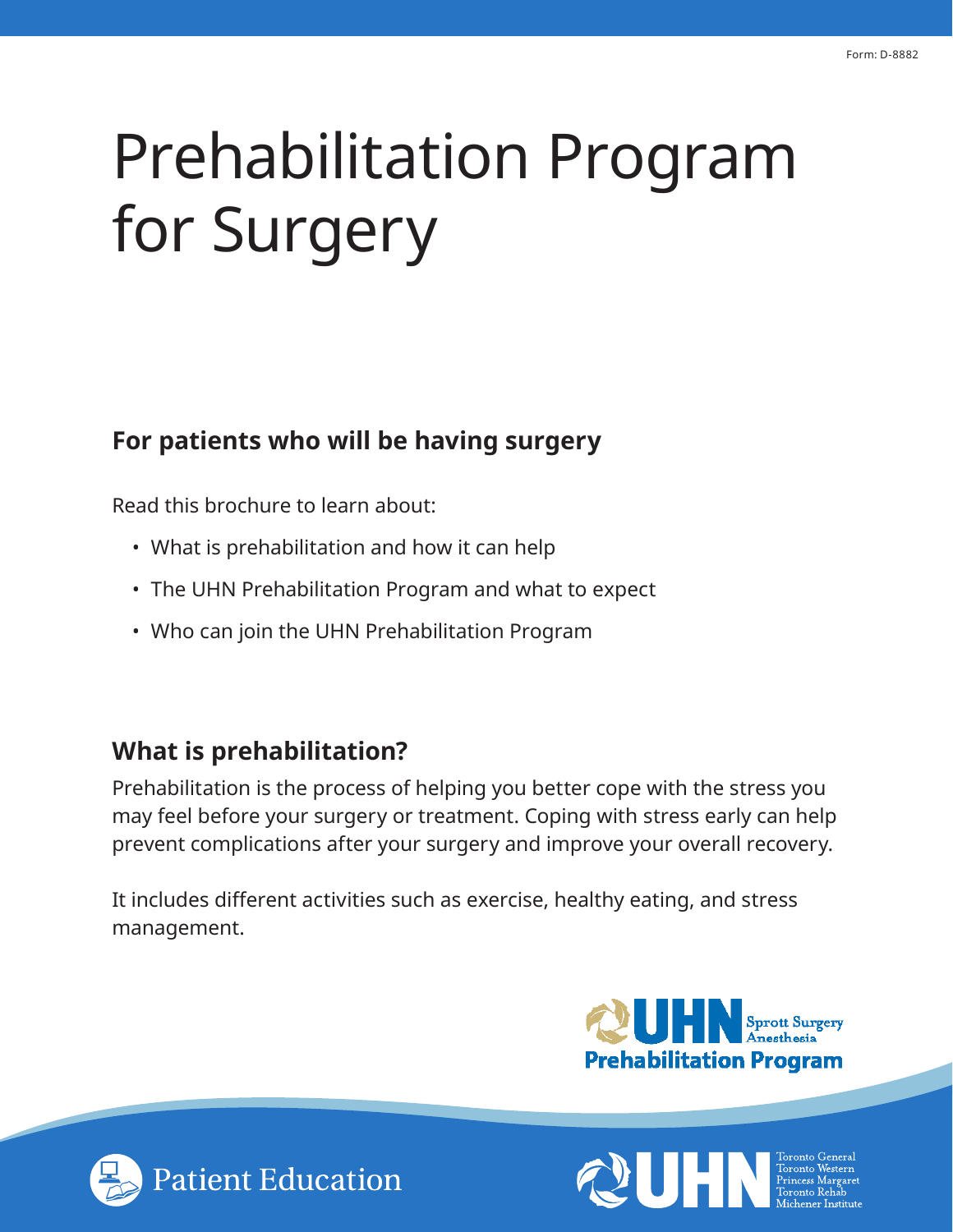Form: D-8882

# Prehabilitation Program for Surgery

## For patients who will be having surgery

Read this brochure to learn about:

- What is prehabilitation and how it can help
- The UHN Prehabilitation Program and what to expect
- Who can join the UHN Prehabilitation Program

## What is prehabilitation?

Prehabilitation is the process of helping you better cope with the stress you may feel before your surgery or treatment. Coping with stress early can help prevent complications after your surgery and improve your overall recovery.

It includes different activities such as exercise, healthy eating, and stress management.

UHN Sprott Surgery Anesthesia
Prehabilitation Program

Patient Education

UHN
Toronto General
Toronto Western
Princess Margaret
Toronto Rehab
Michener Institute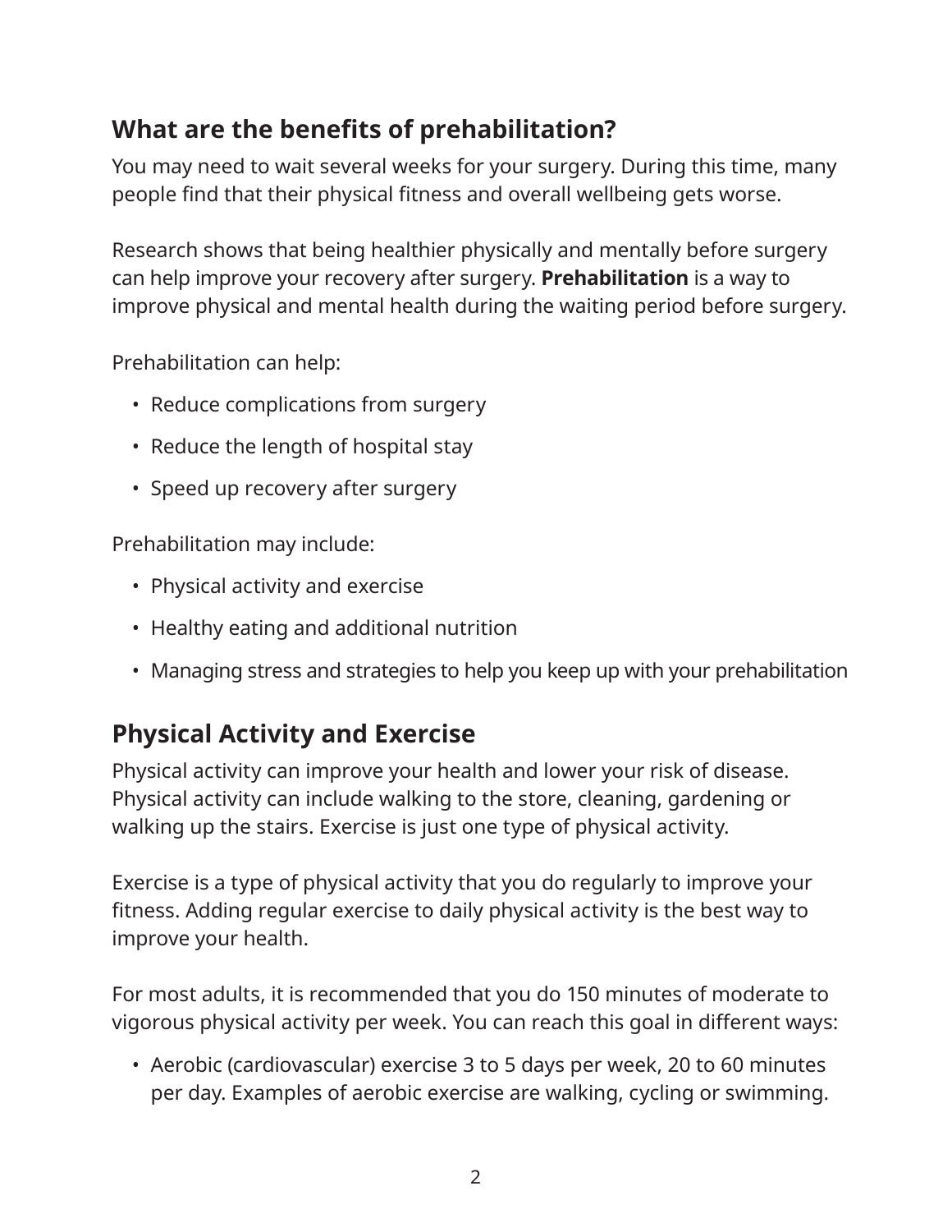## What are the benefits of prehabilitation?

You may need to wait several weeks for your surgery. During this time, many people find that their physical fitness and overall wellbeing gets worse.

Research shows that being healthier physically and mentally before surgery can help improve your recovery after surgery. **Prehabilitation** is a way to improve physical and mental health during the waiting period before surgery.

Prehabilitation can help:

- Reduce complications from surgery
- Reduce the length of hospital stay
- Speed up recovery after surgery

Prehabilitation may include:

- Physical activity and exercise
- Healthy eating and additional nutrition
- Managing stress and strategies to help you keep up with your prehabilitation

## Physical Activity and Exercise

Physical activity can improve your health and lower your risk of disease. Physical activity can include walking to the store, cleaning, gardening or walking up the stairs. Exercise is just one type of physical activity.

Exercise is a type of physical activity that you do regularly to improve your fitness. Adding regular exercise to daily physical activity is the best way to improve your health.

For most adults, it is recommended that you do 150 minutes of moderate to vigorous physical activity per week. You can reach this goal in different ways:

- Aerobic (cardiovascular) exercise 3 to 5 days per week, 20 to 60 minutes per day. Examples of aerobic exercise are walking, cycling or swimming.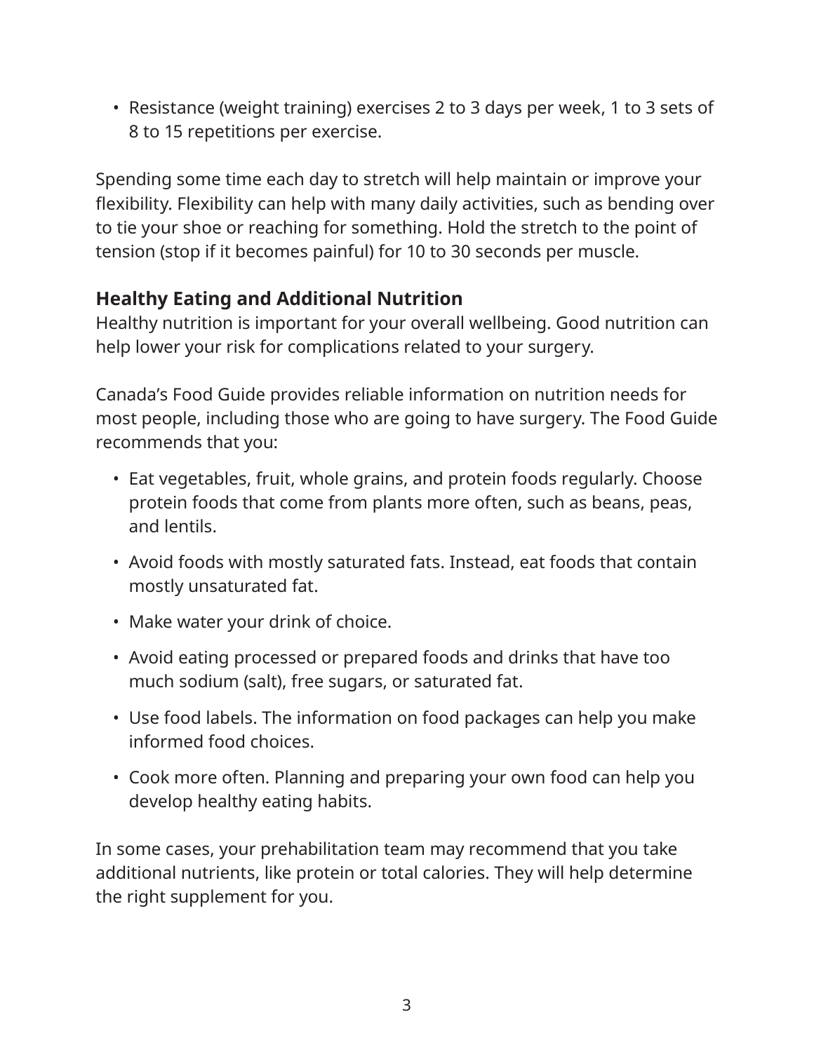- Resistance (weight training) exercises 2 to 3 days per week, 1 to 3 sets of 8 to 15 repetitions per exercise.

Spending some time each day to stretch will help maintain or improve your flexibility. Flexibility can help with many daily activities, such as bending over to tie your shoe or reaching for something. Hold the stretch to the point of tension (stop if it becomes painful) for 10 to 30 seconds per muscle.

**Healthy Eating and Additional Nutrition**

Healthy nutrition is important for your overall wellbeing. Good nutrition can help lower your risk for complications related to your surgery.

Canada's Food Guide provides reliable information on nutrition needs for most people, including those who are going to have surgery. The Food Guide recommends that you:

- Eat vegetables, fruit, whole grains, and protein foods regularly. Choose protein foods that come from plants more often, such as beans, peas, and lentils.
- Avoid foods with mostly saturated fats. Instead, eat foods that contain mostly unsaturated fat.
- Make water your drink of choice.
- Avoid eating processed or prepared foods and drinks that have too much sodium (salt), free sugars, or saturated fat.
- Use food labels. The information on food packages can help you make informed food choices.
- Cook more often. Planning and preparing your own food can help you develop healthy eating habits.

In some cases, your prehabilitation team may recommend that you take additional nutrients, like protein or total calories. They will help determine the right supplement for you.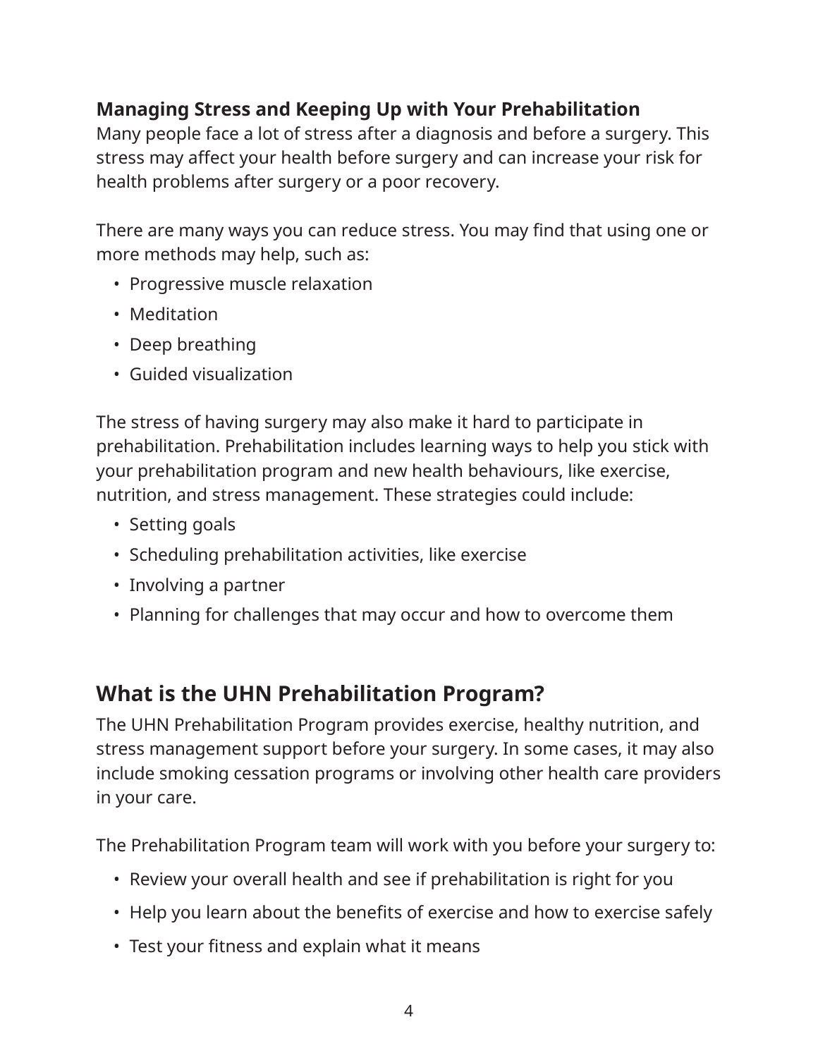### Managing Stress and Keeping Up with Your Prehabilitation

Many people face a lot of stress after a diagnosis and before a surgery. This stress may affect your health before surgery and can increase your risk for health problems after surgery or a poor recovery.

There are many ways you can reduce stress. You may find that using one or more methods may help, such as:

- Progressive muscle relaxation
- Meditation
- Deep breathing
- Guided visualization

The stress of having surgery may also make it hard to participate in prehabilitation. Prehabilitation includes learning ways to help you stick with your prehabilitation program and new health behaviours, like exercise, nutrition, and stress management. These strategies could include:

- Setting goals
- Scheduling prehabilitation activities, like exercise
- Involving a partner
- Planning for challenges that may occur and how to overcome them

## What is the UHN Prehabilitation Program?

The UHN Prehabilitation Program provides exercise, healthy nutrition, and stress management support before your surgery. In some cases, it may also include smoking cessation programs or involving other health care providers in your care.

The Prehabilitation Program team will work with you before your surgery to:

- Review your overall health and see if prehabilitation is right for you
- Help you learn about the benefits of exercise and how to exercise safely
- Test your fitness and explain what it means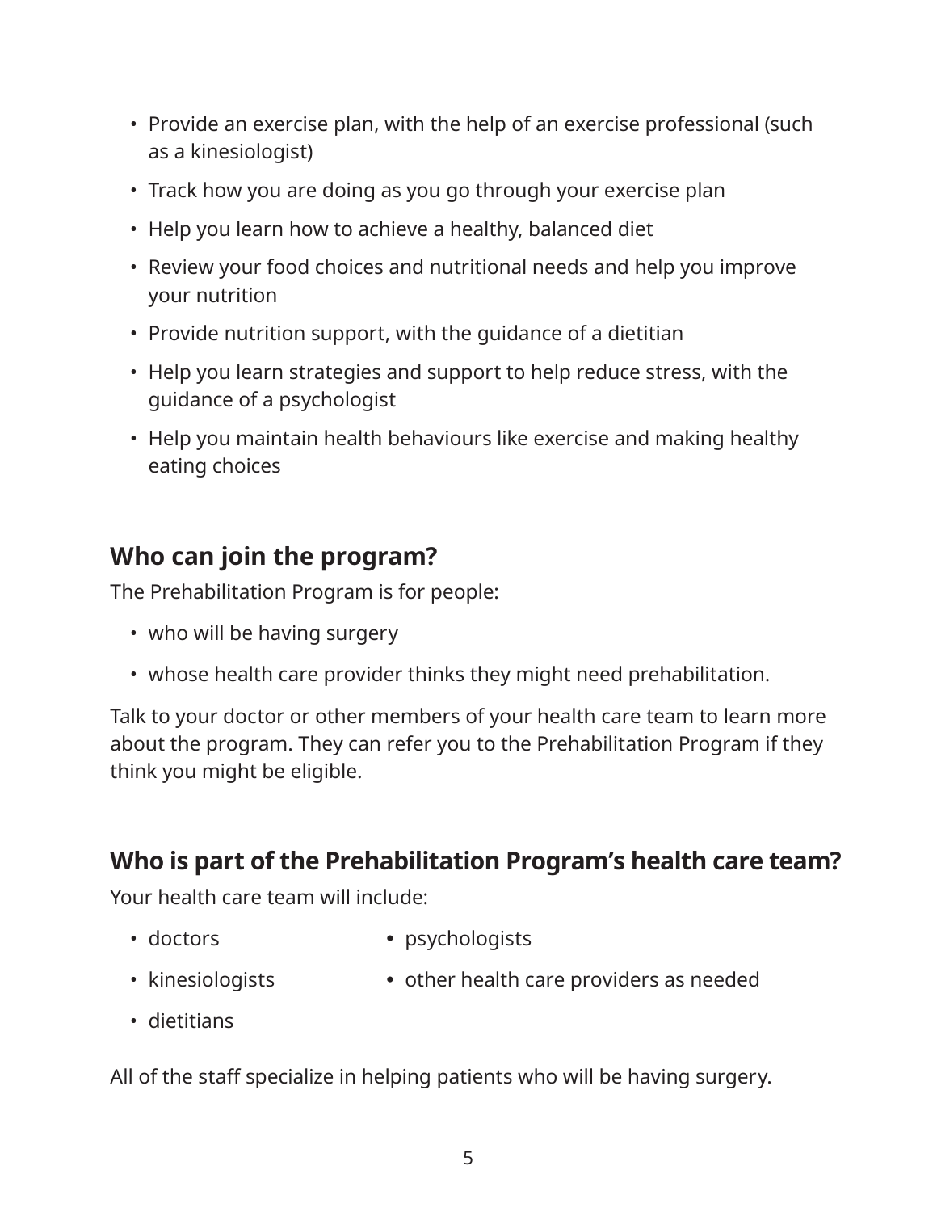- Provide an exercise plan, with the help of an exercise professional (such as a kinesiologist)
- Track how you are doing as you go through your exercise plan
- Help you learn how to achieve a healthy, balanced diet
- Review your food choices and nutritional needs and help you improve your nutrition
- Provide nutrition support, with the guidance of a dietitian
- Help you learn strategies and support to help reduce stress, with the guidance of a psychologist
- Help you maintain health behaviours like exercise and making healthy eating choices

## Who can join the program?

The Prehabilitation Program is for people:

- who will be having surgery
- whose health care provider thinks they might need prehabilitation.

Talk to your doctor or other members of your health care team to learn more about the program. They can refer you to the Prehabilitation Program if they think you might be eligible.

## Who is part of the Prehabilitation Program's health care team?

Your health care team will include:

- doctors
- kinesiologists
- dietitians
- psychologists
- other health care providers as needed

All of the staff specialize in helping patients who will be having surgery.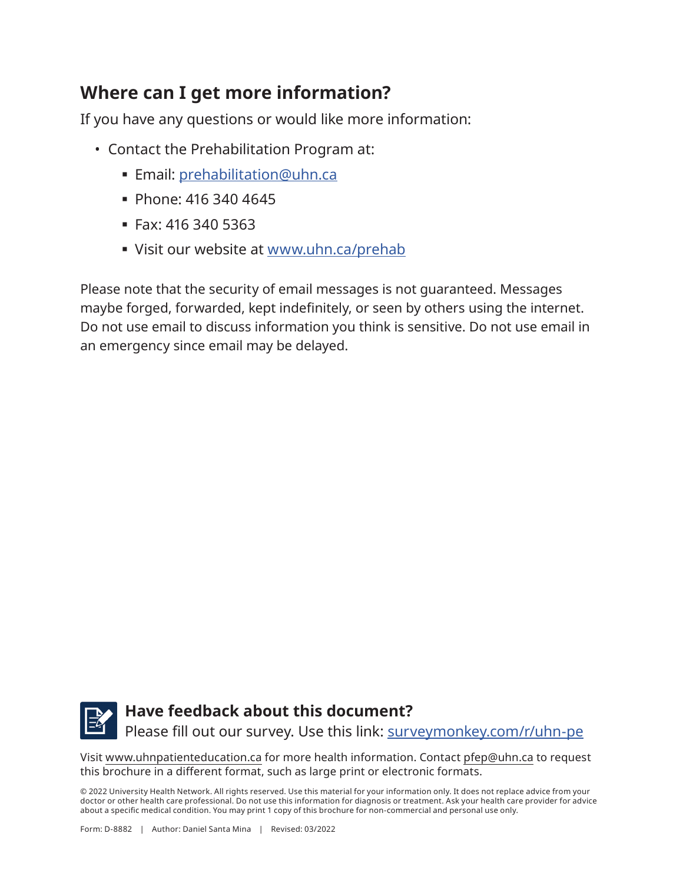## Where can I get more information?

If you have any questions or would like more information:

- Contact the Prehabilitation Program at:
  - Email: prehabilitation@uhn.ca
  - Phone: 416 340 4645
  - Fax: 416 340 5363
  - Visit our website at www.uhn.ca/prehab

Please note that the security of email messages is not guaranteed. Messages maybe forged, forwarded, kept indefinitely, or seen by others using the internet. Do not use email to discuss information you think is sensitive. Do not use email in an emergency since email may be delayed.

**Have feedback about this document?**

Please fill out our survey. Use this link: surveymonkey.com/r/uhn-pe

Visit www.uhnpatienteducation.ca for more health information. Contact pfep@uhn.ca to request this brochure in a different format, such as large print or electronic formats.

© 2022 University Health Network. All rights reserved. Use this material for your information only. It does not replace advice from your doctor or other health care professional. Do not use this information for diagnosis or treatment. Ask your health care provider for advice about a specific medical condition. You may print 1 copy of this brochure for non-commercial and personal use only.

Form: D-8882 | Author: Daniel Santa Mina | Revised: 03/2022